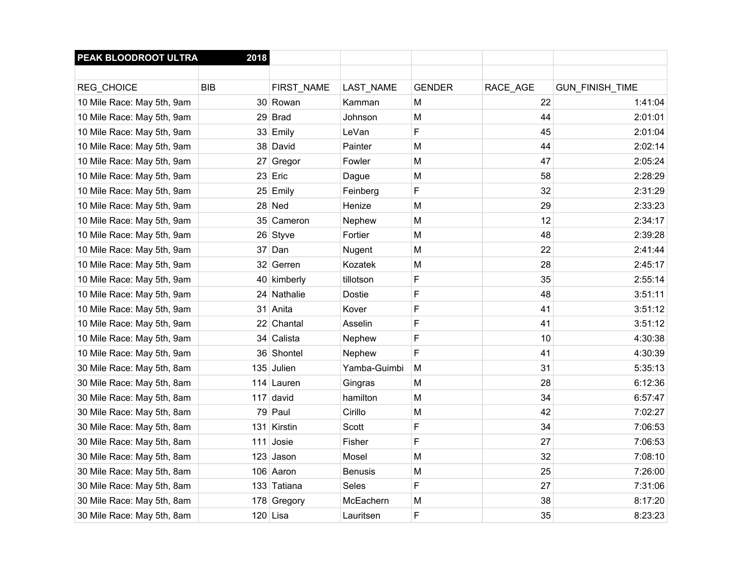| PEAK BLOODROOT ULTRA | 2018 | | | | | |
|---|---|---|---|---|---|---|
| | | | | | | |
| REG_CHOICE | BIB | FIRST_NAME | LAST_NAME | GENDER | RACE_AGE | GUN_FINISH_TIME |
| 10 Mile Race: May 5th, 9am | 30 | Rowan | Kamman | M | 22 | 1:41:04 |
| 10 Mile Race: May 5th, 9am | 29 | Brad | Johnson | M | 44 | 2:01:01 |
| 10 Mile Race: May 5th, 9am | 33 | Emily | LeVan | F | 45 | 2:01:04 |
| 10 Mile Race: May 5th, 9am | 38 | David | Painter | M | 44 | 2:02:14 |
| 10 Mile Race: May 5th, 9am | 27 | Gregor | Fowler | M | 47 | 2:05:24 |
| 10 Mile Race: May 5th, 9am | 23 | Eric | Dague | M | 58 | 2:28:29 |
| 10 Mile Race: May 5th, 9am | 25 | Emily | Feinberg | F | 32 | 2:31:29 |
| 10 Mile Race: May 5th, 9am | 28 | Ned | Henize | M | 29 | 2:33:23 |
| 10 Mile Race: May 5th, 9am | 35 | Cameron | Nephew | M | 12 | 2:34:17 |
| 10 Mile Race: May 5th, 9am | 26 | Styve | Fortier | M | 48 | 2:39:28 |
| 10 Mile Race: May 5th, 9am | 37 | Dan | Nugent | M | 22 | 2:41:44 |
| 10 Mile Race: May 5th, 9am | 32 | Gerren | Kozatek | M | 28 | 2:45:17 |
| 10 Mile Race: May 5th, 9am | 40 | kimberly | tillotson | F | 35 | 2:55:14 |
| 10 Mile Race: May 5th, 9am | 24 | Nathalie | Dostie | F | 48 | 3:51:11 |
| 10 Mile Race: May 5th, 9am | 31 | Anita | Kover | F | 41 | 3:51:12 |
| 10 Mile Race: May 5th, 9am | 22 | Chantal | Asselin | F | 41 | 3:51:12 |
| 10 Mile Race: May 5th, 9am | 34 | Calista | Nephew | F | 10 | 4:30:38 |
| 10 Mile Race: May 5th, 9am | 36 | Shontel | Nephew | F | 41 | 4:30:39 |
| 30 Mile Race: May 5th, 8am | 135 | Julien | Yamba-Guimbi | M | 31 | 5:35:13 |
| 30 Mile Race: May 5th, 8am | 114 | Lauren | Gingras | M | 28 | 6:12:36 |
| 30 Mile Race: May 5th, 8am | 117 | david | hamilton | M | 34 | 6:57:47 |
| 30 Mile Race: May 5th, 8am | 79 | Paul | Cirillo | M | 42 | 7:02:27 |
| 30 Mile Race: May 5th, 8am | 131 | Kirstin | Scott | F | 34 | 7:06:53 |
| 30 Mile Race: May 5th, 8am | 111 | Josie | Fisher | F | 27 | 7:06:53 |
| 30 Mile Race: May 5th, 8am | 123 | Jason | Mosel | M | 32 | 7:08:10 |
| 30 Mile Race: May 5th, 8am | 106 | Aaron | Benusis | M | 25 | 7:26:00 |
| 30 Mile Race: May 5th, 8am | 133 | Tatiana | Seles | F | 27 | 7:31:06 |
| 30 Mile Race: May 5th, 8am | 178 | Gregory | McEachern | M | 38 | 8:17:20 |
| 30 Mile Race: May 5th, 8am | 120 | Lisa | Lauritsen | F | 35 | 8:23:23 |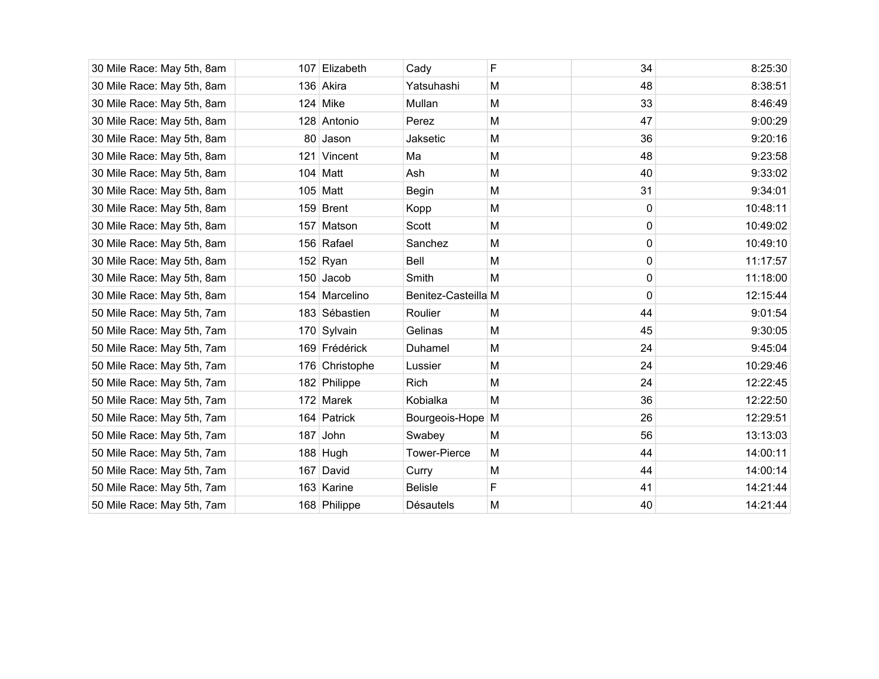| | | | | | | |
|---|---|---|---|---|---|---|
| 30 Mile Race: May 5th, 8am | 107 | Elizabeth | Cady | F | 34 | 8:25:30 |
| 30 Mile Race: May 5th, 8am | 136 | Akira | Yatsuhashi | M | 48 | 8:38:51 |
| 30 Mile Race: May 5th, 8am | 124 | Mike | Mullan | M | 33 | 8:46:49 |
| 30 Mile Race: May 5th, 8am | 128 | Antonio | Perez | M | 47 | 9:00:29 |
| 30 Mile Race: May 5th, 8am | 80 | Jason | Jaksetic | M | 36 | 9:20:16 |
| 30 Mile Race: May 5th, 8am | 121 | Vincent | Ma | M | 48 | 9:23:58 |
| 30 Mile Race: May 5th, 8am | 104 | Matt | Ash | M | 40 | 9:33:02 |
| 30 Mile Race: May 5th, 8am | 105 | Matt | Begin | M | 31 | 9:34:01 |
| 30 Mile Race: May 5th, 8am | 159 | Brent | Kopp | M | 0 | 10:48:11 |
| 30 Mile Race: May 5th, 8am | 157 | Matson | Scott | M | 0 | 10:49:02 |
| 30 Mile Race: May 5th, 8am | 156 | Rafael | Sanchez | M | 0 | 10:49:10 |
| 30 Mile Race: May 5th, 8am | 152 | Ryan | Bell | M | 0 | 11:17:57 |
| 30 Mile Race: May 5th, 8am | 150 | Jacob | Smith | M | 0 | 11:18:00 |
| 30 Mile Race: May 5th, 8am | 154 | Marcelino | Benitez-Casteilla | M | 0 | 12:15:44 |
| 50 Mile Race: May 5th, 7am | 183 | Sébastien | Roulier | M | 44 | 9:01:54 |
| 50 Mile Race: May 5th, 7am | 170 | Sylvain | Gelinas | M | 45 | 9:30:05 |
| 50 Mile Race: May 5th, 7am | 169 | Frédérick | Duhamel | M | 24 | 9:45:04 |
| 50 Mile Race: May 5th, 7am | 176 | Christophe | Lussier | M | 24 | 10:29:46 |
| 50 Mile Race: May 5th, 7am | 182 | Philippe | Rich | M | 24 | 12:22:45 |
| 50 Mile Race: May 5th, 7am | 172 | Marek | Kobialka | M | 36 | 12:22:50 |
| 50 Mile Race: May 5th, 7am | 164 | Patrick | Bourgeois-Hope | M | 26 | 12:29:51 |
| 50 Mile Race: May 5th, 7am | 187 | John | Swabey | M | 56 | 13:13:03 |
| 50 Mile Race: May 5th, 7am | 188 | Hugh | Tower-Pierce | M | 44 | 14:00:11 |
| 50 Mile Race: May 5th, 7am | 167 | David | Curry | M | 44 | 14:00:14 |
| 50 Mile Race: May 5th, 7am | 163 | Karine | Belisle | F | 41 | 14:21:44 |
| 50 Mile Race: May 5th, 7am | 168 | Philippe | Désautels | M | 40 | 14:21:44 |